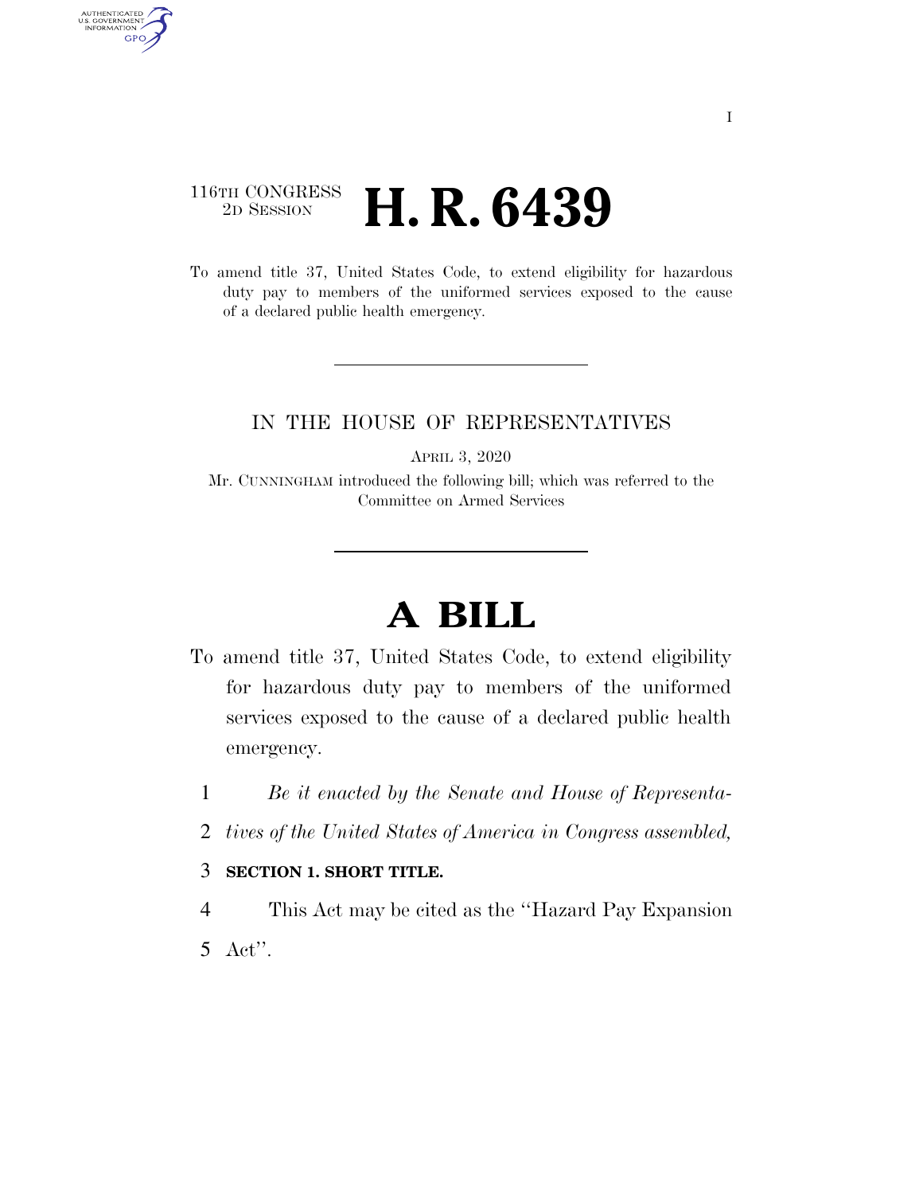116TH CONGRESS
2D SESSION

# H. R. 6439

To amend title 37, United States Code, to extend eligibility for hazardous duty pay to members of the uniformed services exposed to the cause of a declared public health emergency.

IN THE HOUSE OF REPRESENTATIVES

APRIL 3, 2020

Mr. CUNNINGHAM introduced the following bill; which was referred to the Committee on Armed Services

# A BILL

To amend title 37, United States Code, to extend eligibility for hazardous duty pay to members of the uniformed services exposed to the cause of a declared public health emergency.

1 *Be it enacted by the Senate and House of Representa-*
2 *tives of the United States of America in Congress assembled,*

3 **SECTION 1. SHORT TITLE.**

4 This Act may be cited as the "Hazard Pay Expansion
5 Act".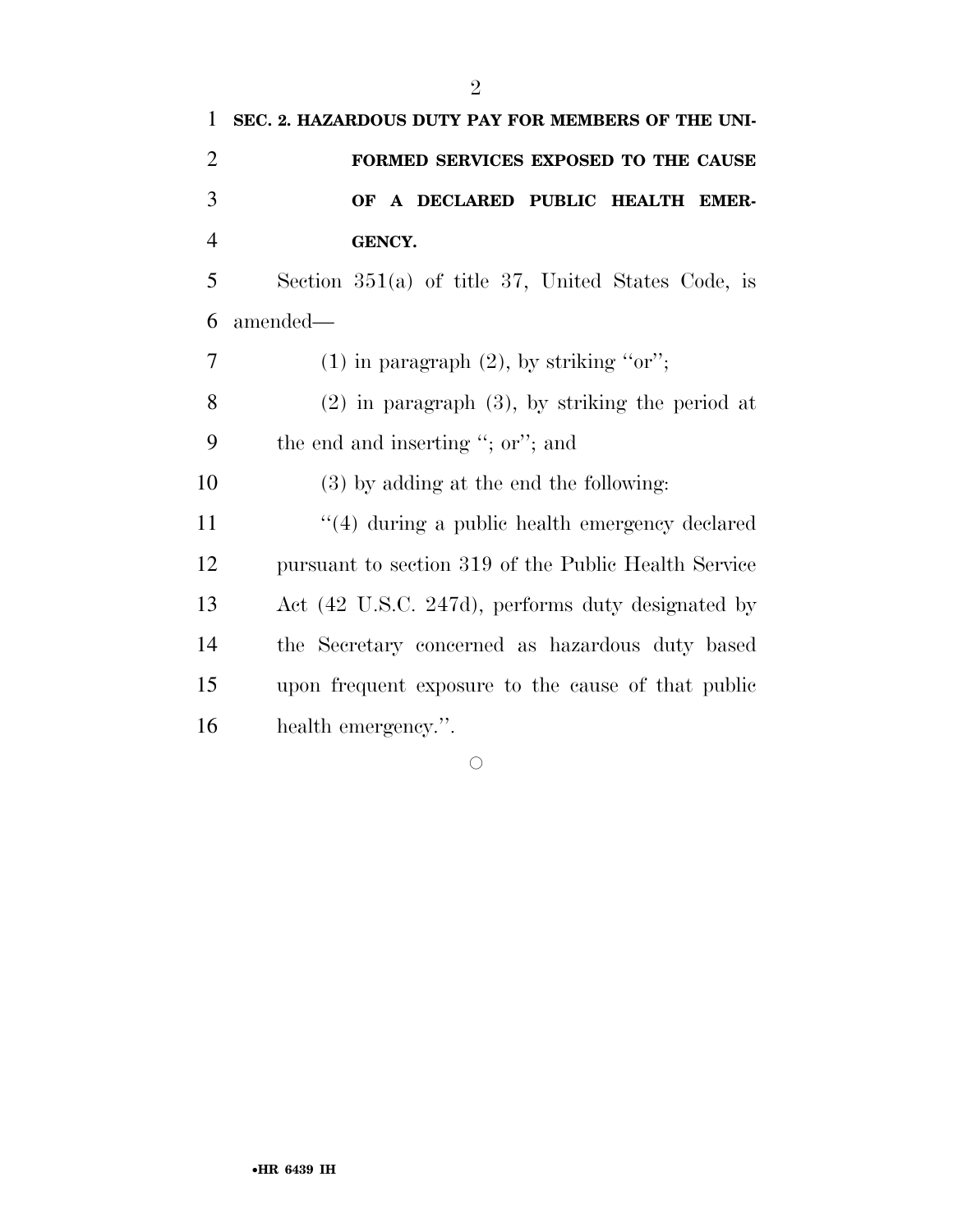**SEC. 2. HAZARDOUS DUTY PAY FOR MEMBERS OF THE UNIFORMED SERVICES EXPOSED TO THE CAUSE OF A DECLARED PUBLIC HEALTH EMERGENCY.**

Section 351(a) of title 37, United States Code, is amended—

(1) in paragraph (2), by striking "or";

(2) in paragraph (3), by striking the period at the end and inserting "; or"; and

(3) by adding at the end the following:

"(4) during a public health emergency declared pursuant to section 319 of the Public Health Service Act (42 U.S.C. 247d), performs duty designated by the Secretary concerned as hazardous duty based upon frequent exposure to the cause of that public health emergency.".

○